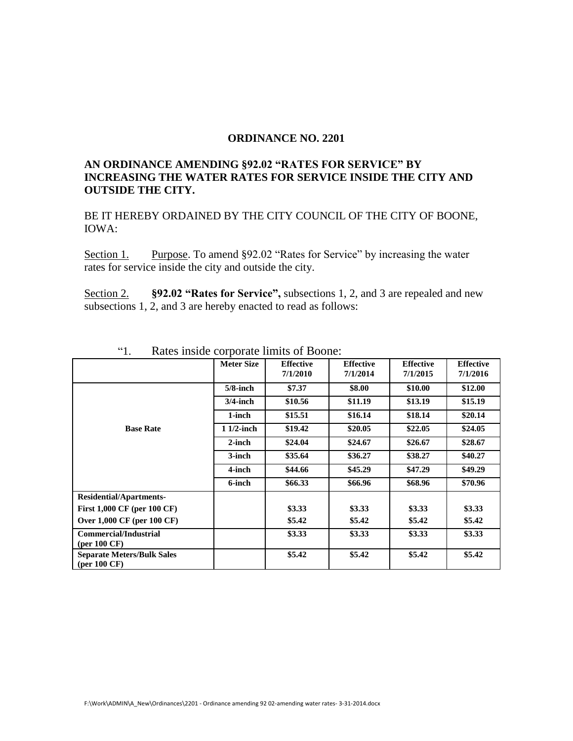**ORDINANCE NO. 2201**

**AN ORDINANCE AMENDING §92.02 "RATES FOR SERVICE" BY INCREASING THE WATER RATES FOR SERVICE INSIDE THE CITY AND OUTSIDE THE CITY.**

BE IT HEREBY ORDAINED BY THE CITY COUNCIL OF THE CITY OF BOONE, IOWA:

Section 1. Purpose. To amend §92.02 "Rates for Service" by increasing the water rates for service inside the city and outside the city.

Section 2. **§92.02 "Rates for Service",** subsections 1, 2, and 3 are repealed and new subsections 1, 2, and 3 are hereby enacted to read as follows:

"1. Rates inside corporate limits of Boone:

| | Meter Size | Effective 7/1/2010 | Effective 7/1/2014 | Effective 7/1/2015 | Effective 7/1/2016 |
|---|---|---|---|---|---|
| **Base Rate** | **5/8-inch** | **$7.37** | **$8.00** | **$10.00** | **$12.00** |
| | **3/4-inch** | **$10.56** | **$11.19** | **$13.19** | **$15.19** |
| | **1-inch** | **$15.51** | **$16.14** | **$18.14** | **$20.14** |
| | **1 1/2-inch** | **$19.42** | **$20.05** | **$22.05** | **$24.05** |
| | **2-inch** | **$24.04** | **$24.67** | **$26.67** | **$28.67** |
| | **3-inch** | **$35.64** | **$36.27** | **$38.27** | **$40.27** |
| | **4-inch** | **$44.66** | **$45.29** | **$47.29** | **$49.29** |
| | **6-inch** | **$66.33** | **$66.96** | **$68.96** | **$70.96** |
| **Residential/Apartments-** | | | | | |
| **First 1,000 CF (per 100 CF)** | | **$3.33** | **$3.33** | **$3.33** | **$3.33** |
| **Over 1,000 CF (per 100 CF)** | | **$5.42** | **$5.42** | **$5.42** | **$5.42** |
| **Commercial/Industrial (per 100 CF)** | | **$3.33** | **$3.33** | **$3.33** | **$3.33** |
| **Separate Meters/Bulk Sales (per 100 CF)** | | **$5.42** | **$5.42** | **$5.42** | **$5.42** |

F:\Work\ADMIN\A_New\Ordinances\2201 - Ordinance amending 92 02-amending water rates- 3-31-2014.docx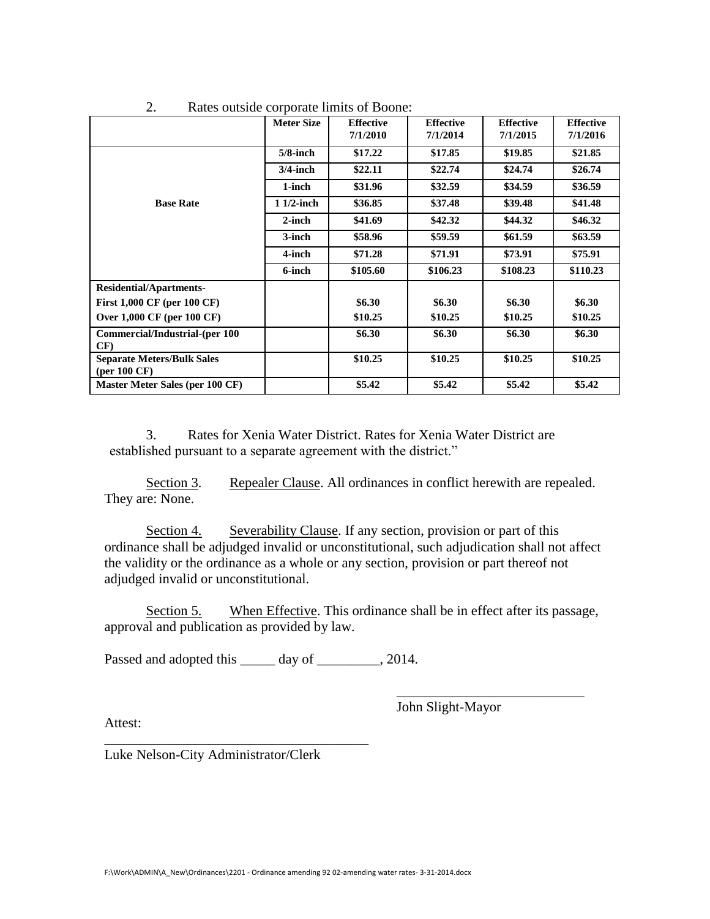2. Rates outside corporate limits of Boone:

| | Meter Size | Effective 7/1/2010 | Effective 7/1/2014 | Effective 7/1/2015 | Effective 7/1/2016 |
|---|---|---|---|---|---|
| **Base Rate** | 5/8-inch | $17.22 | $17.85 | $19.85 | $21.85 |
| | 3/4-inch | $22.11 | $22.74 | $24.74 | $26.74 |
| | 1-inch | $31.96 | $32.59 | $34.59 | $36.59 |
| | 1 1/2-inch | $36.85 | $37.48 | $39.48 | $41.48 |
| | 2-inch | $41.69 | $42.32 | $44.32 | $46.32 |
| | 3-inch | $58.96 | $59.59 | $61.59 | $63.59 |
| | 4-inch | $71.28 | $71.91 | $73.91 | $75.91 |
| | 6-inch | $105.60 | $106.23 | $108.23 | $110.23 |
| **Residential/Apartments-** | | | | | |
| **First 1,000 CF (per 100 CF)** | | $6.30 | $6.30 | $6.30 | $6.30 |
| **Over 1,000 CF (per 100 CF)** | | $10.25 | $10.25 | $10.25 | $10.25 |
| **Commercial/Industrial-(per 100 CF)** | | $6.30 | $6.30 | $6.30 | $6.30 |
| **Separate Meters/Bulk Sales (per 100 CF)** | | $10.25 | $10.25 | $10.25 | $10.25 |
| **Master Meter Sales (per 100 CF)** | | $5.42 | $5.42 | $5.42 | $5.42 |

3. Rates for Xenia Water District. Rates for Xenia Water District are established pursuant to a separate agreement with the district."

Section 3. Repealer Clause. All ordinances in conflict herewith are repealed. They are: None.

Section 4. Severability Clause. If any section, provision or part of this ordinance shall be adjudged invalid or unconstitutional, such adjudication shall not affect the validity or the ordinance as a whole or any section, provision or part thereof not adjudged invalid or unconstitutional.

Section 5. When Effective. This ordinance shall be in effect after its passage, approval and publication as provided by law.

Passed and adopted this _____ day of _________, 2014.

___________________________
John Slight-Mayor

Attest:

_______________________________________
Luke Nelson-City Administrator/Clerk

F:\Work\ADMIN\A_New\Ordinances\2201 - Ordinance amending 92 02-amending water rates- 3-31-2014.docx